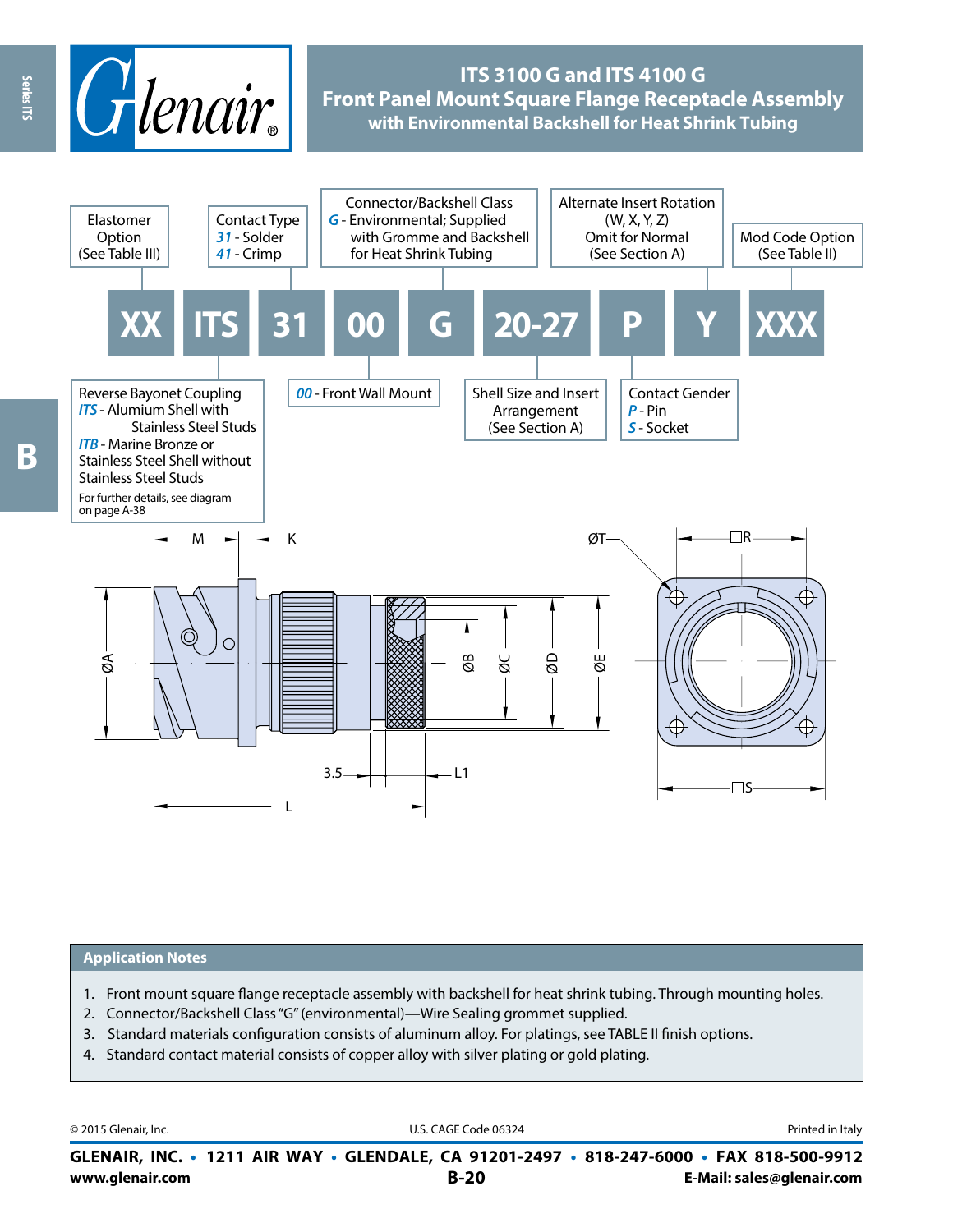# ITS 3100 G and ITS 4100 G
## Front Panel Mount Square Flange Receptacle Assembly
### with Environmental Backshell for Heat Shrink Tubing

| XX | ITS | 31 | 00 | G | 20-27 | P | Y | XXX |
|---|---|---|---|---|---|---|---|---|

- **Elastomer Option** (See Table III)
- **Contact Type**
  - *31* - Solder
  - *41* - Crimp
- **Connector/Backshell Class**
  - *G* - Environmental; Supplied with Gromme and Backshell for Heat Shrink Tubing
- **Alternate Insert Rotation** (W, X, Y, Z) Omit for Normal (See Section A)
- **Mod Code Option** (See Table II)
- **Reverse Bayonet Coupling**
  - *ITS* - Alumium Shell with Stainless Steel Studs
  - *ITB* - Marine Bronze or Stainless Steel Shell without Stainless Steel Studs
  - For further details, see diagram on page A-38
- *00* - Front Wall Mount
- **Shell Size and Insert Arrangement** (See Section A)
- **Contact Gender**
  - *P* - Pin
  - *S* - Socket

M, K, ØT, □R, ØA, ØB, ØC, ØD, ØE, 3.5, L1, L, □S

## Application Notes

1. Front mount square flange receptacle assembly with backshell for heat shrink tubing. Through mounting holes.
2. Connector/Backshell Class "G" (environmental)—Wire Sealing grommet supplied.
3. Standard materials configuration consists of aluminum alloy. For platings, see TABLE II finish options.
4. Standard contact material consists of copper alloy with silver plating or gold plating.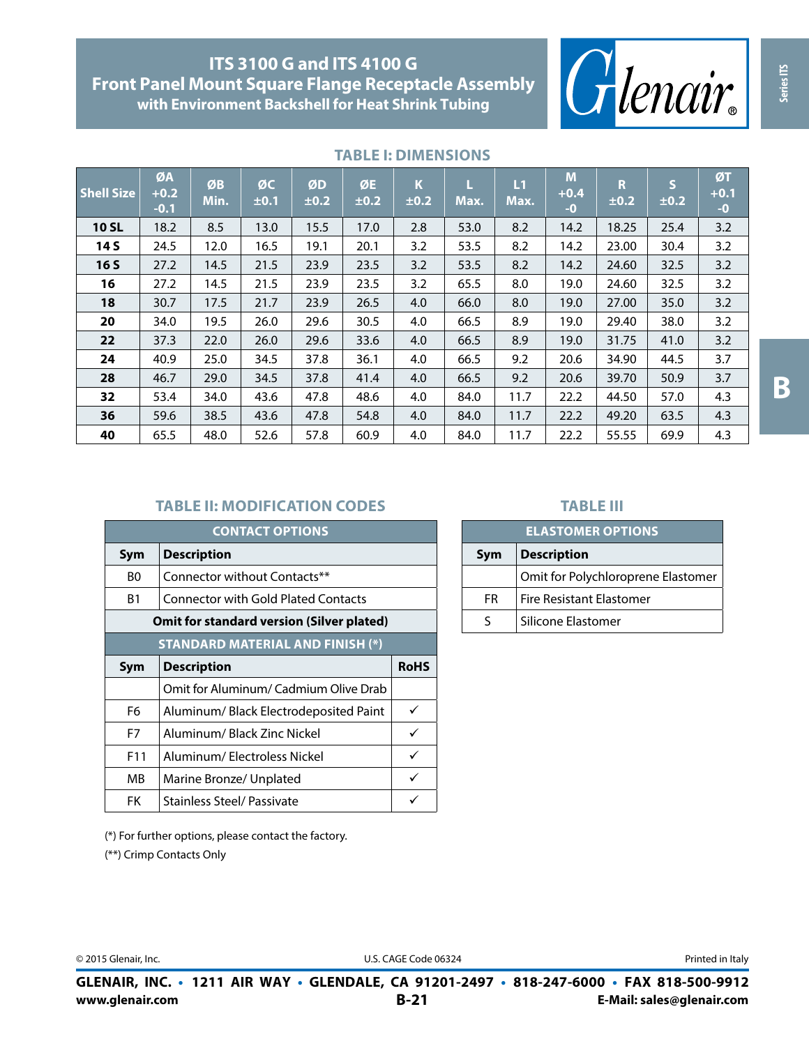# ITS 3100 G and ITS 4100 G
## Front Panel Mount Square Flange Receptacle Assembly
### with Environment Backshell for Heat Shrink Tubing

### TABLE I: DIMENSIONS

| Shell Size | ØA +0.2 -0.1 | ØB Min. | ØC ±0.1 | ØD ±0.2 | ØE ±0.2 | K ±0.2 | L Max. | L1 Max. | M +0.4 -0 | R ±0.2 | S ±0.2 | ØT +0.1 -0 |
|---|---|---|---|---|---|---|---|---|---|---|---|---|
| **10 SL** | 18.2 | 8.5 | 13.0 | 15.5 | 17.0 | 2.8 | 53.0 | 8.2 | 14.2 | 18.25 | 25.4 | 3.2 |
| **14 S** | 24.5 | 12.0 | 16.5 | 19.1 | 20.1 | 3.2 | 53.5 | 8.2 | 14.2 | 23.00 | 30.4 | 3.2 |
| **16 S** | 27.2 | 14.5 | 21.5 | 23.9 | 23.5 | 3.2 | 53.5 | 8.2 | 14.2 | 24.60 | 32.5 | 3.2 |
| **16** | 27.2 | 14.5 | 21.5 | 23.9 | 23.5 | 3.2 | 65.5 | 8.0 | 19.0 | 24.60 | 32.5 | 3.2 |
| **18** | 30.7 | 17.5 | 21.7 | 23.9 | 26.5 | 4.0 | 66.0 | 8.0 | 19.0 | 27.00 | 35.0 | 3.2 |
| **20** | 34.0 | 19.5 | 26.0 | 29.6 | 30.5 | 4.0 | 66.5 | 8.9 | 19.0 | 29.40 | 38.0 | 3.2 |
| **22** | 37.3 | 22.0 | 26.0 | 29.6 | 33.6 | 4.0 | 66.5 | 8.9 | 19.0 | 31.75 | 41.0 | 3.2 |
| **24** | 40.9 | 25.0 | 34.5 | 37.8 | 36.1 | 4.0 | 66.5 | 9.2 | 20.6 | 34.90 | 44.5 | 3.7 |
| **28** | 46.7 | 29.0 | 34.5 | 37.8 | 41.4 | 4.0 | 66.5 | 9.2 | 20.6 | 39.70 | 50.9 | 3.7 |
| **32** | 53.4 | 34.0 | 43.6 | 47.8 | 48.6 | 4.0 | 84.0 | 11.7 | 22.2 | 44.50 | 57.0 | 4.3 |
| **36** | 59.6 | 38.5 | 43.6 | 47.8 | 54.8 | 4.0 | 84.0 | 11.7 | 22.2 | 49.20 | 63.5 | 4.3 |
| **40** | 65.5 | 48.0 | 52.6 | 57.8 | 60.9 | 4.0 | 84.0 | 11.7 | 22.2 | 55.55 | 69.9 | 4.3 |

### TABLE II: MODIFICATION CODES

| CONTACT OPTIONS | | |
|---|---|---|
| **Sym** | **Description** | |
| B0 | Connector without Contacts** | |
| B1 | Connector with Gold Plated Contacts | |
| **Omit for standard version (Silver plated)** | | |
| **STANDARD MATERIAL AND FINISH (*)** | | |
| **Sym** | **Description** | **RoHS** |
| | Omit for Aluminum/ Cadmium Olive Drab | |
| F6 | Aluminum/ Black Electrodeposited Paint | ✓ |
| F7 | Aluminum/ Black Zinc Nickel | ✓ |
| F11 | Aluminum/ Electroless Nickel | ✓ |
| MB | Marine Bronze/ Unplated | ✓ |
| FK | Stainless Steel/ Passivate | ✓ |

(*) For further options, please contact the factory.

(**) Crimp Contacts Only

### TABLE III

| ELASTOMER OPTIONS | |
|---|---|
| **Sym** | **Description** |
| | Omit for Polychloroprene Elastomer |
| FR | Fire Resistant Elastomer |
| S | Silicone Elastomer |

© 2015 Glenair, Inc. U.S. CAGE Code 06324 Printed in Italy

**GLENAIR, INC. • 1211 AIR WAY • GLENDALE, CA 91201-2497 • 818-247-6000 • FAX 818-500-9912**

**www.glenair.com** **E-Mail: sales@glenair.com**